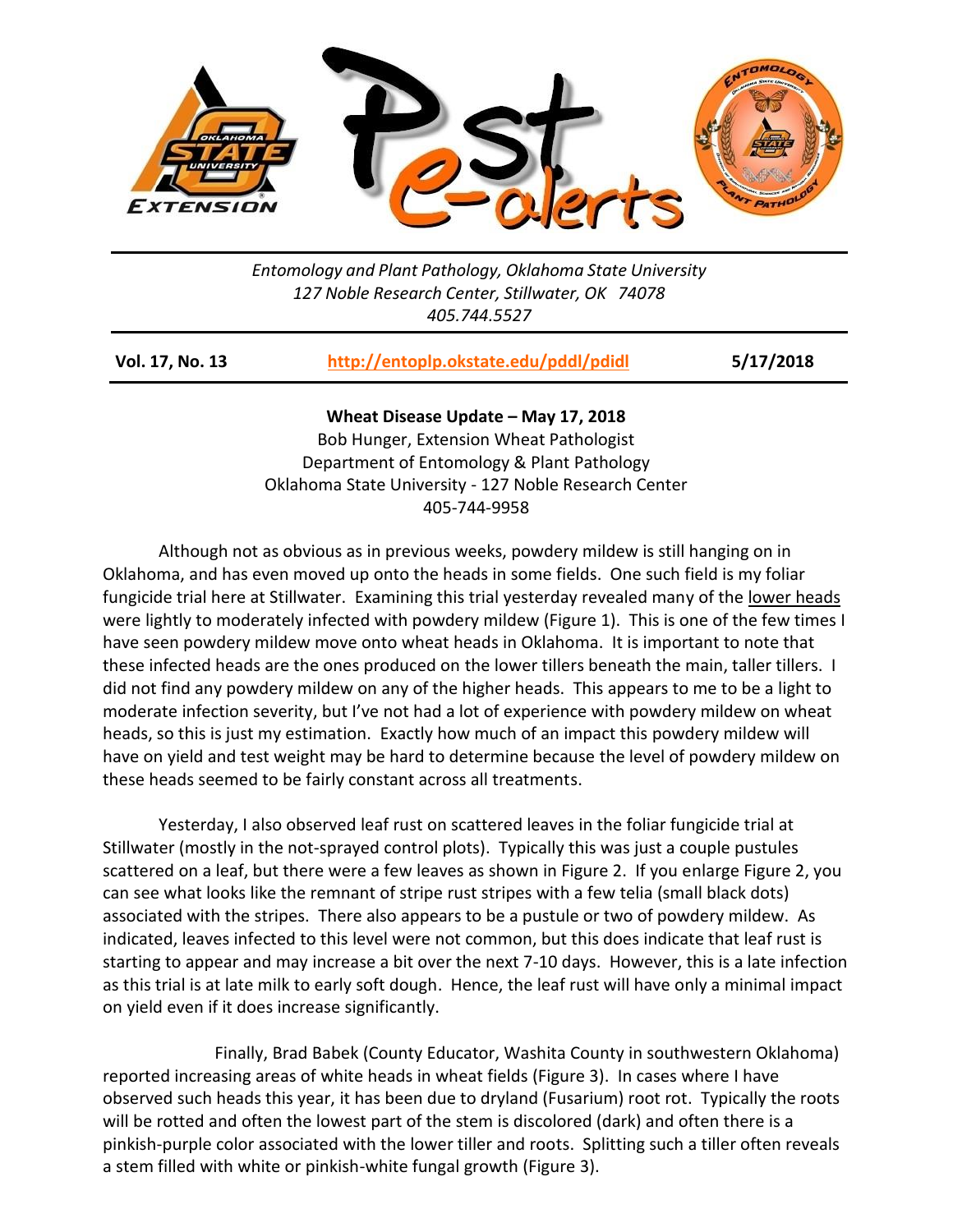Entomology and Plant Pathology, Oklahoma State University
127 Noble Research Center, Stillwater, OK 74078
405.744.5527

**Vol. 17, No. 13** | **http://entoplp.okstate.edu/pddl/pdidl** | **5/17/2018**

**Wheat Disease Update – May 17, 2018**

Bob Hunger, Extension Wheat Pathologist
Department of Entomology & Plant Pathology
Oklahoma State University - 127 Noble Research Center
405-744-9958

Although not as obvious as in previous weeks, powdery mildew is still hanging on in Oklahoma, and has even moved up onto the heads in some fields. One such field is my foliar fungicide trial here at Stillwater. Examining this trial yesterday revealed many of the lower heads were lightly to moderately infected with powdery mildew (Figure 1). This is one of the few times I have seen powdery mildew move onto wheat heads in Oklahoma. It is important to note that these infected heads are the ones produced on the lower tillers beneath the main, taller tillers. I did not find any powdery mildew on any of the higher heads. This appears to me to be a light to moderate infection severity, but I've not had a lot of experience with powdery mildew on wheat heads, so this is just my estimation. Exactly how much of an impact this powdery mildew will have on yield and test weight may be hard to determine because the level of powdery mildew on these heads seemed to be fairly constant across all treatments.

Yesterday, I also observed leaf rust on scattered leaves in the foliar fungicide trial at Stillwater (mostly in the not-sprayed control plots). Typically this was just a couple pustules scattered on a leaf, but there were a few leaves as shown in Figure 2. If you enlarge Figure 2, you can see what looks like the remnant of stripe rust stripes with a few telia (small black dots) associated with the stripes. There also appears to be a pustule or two of powdery mildew. As indicated, leaves infected to this level were not common, but this does indicate that leaf rust is starting to appear and may increase a bit over the next 7-10 days. However, this is a late infection as this trial is at late milk to early soft dough. Hence, the leaf rust will have only a minimal impact on yield even if it does increase significantly.

Finally, Brad Babek (County Educator, Washita County in southwestern Oklahoma) reported increasing areas of white heads in wheat fields (Figure 3). In cases where I have observed such heads this year, it has been due to dryland (Fusarium) root rot. Typically the roots will be rotted and often the lowest part of the stem is discolored (dark) and often there is a pinkish-purple color associated with the lower tiller and roots. Splitting such a tiller often reveals a stem filled with white or pinkish-white fungal growth (Figure 3).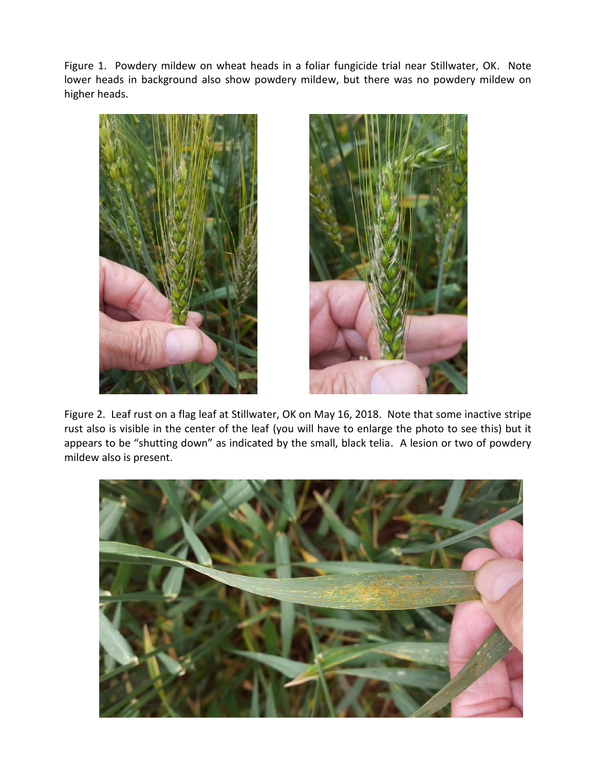Figure 1. Powdery mildew on wheat heads in a foliar fungicide trial near Stillwater, OK. Note lower heads in background also show powdery mildew, but there was no powdery mildew on higher heads.

Figure 2. Leaf rust on a flag leaf at Stillwater, OK on May 16, 2018. Note that some inactive stripe rust also is visible in the center of the leaf (you will have to enlarge the photo to see this) but it appears to be "shutting down" as indicated by the small, black telia. A lesion or two of powdery mildew also is present.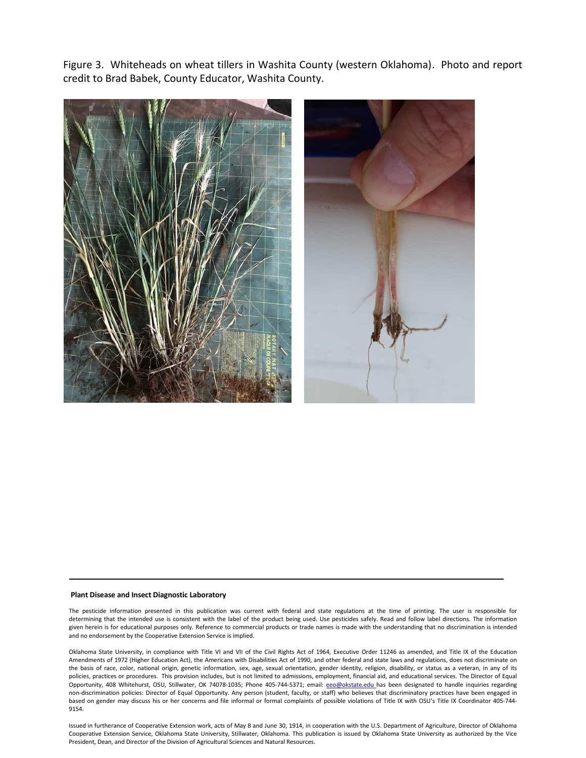Figure 3. Whiteheads on wheat tillers in Washita County (western Oklahoma). Photo and report credit to Brad Babek, County Educator, Washita County.

**Plant Disease and Insect Diagnostic Laboratory**

The pesticide information presented in this publication was current with federal and state regulations at the time of printing. The user is responsible for determining that the intended use is consistent with the label of the product being used. Use pesticides safely. Read and follow label directions. The information given herein is for educational purposes only. Reference to commercial products or trade names is made with the understanding that no discrimination is intended and no endorsement by the Cooperative Extension Service is implied.

Oklahoma State University, in compliance with Title VI and VII of the Civil Rights Act of 1964, Executive Order 11246 as amended, and Title IX of the Education Amendments of 1972 (Higher Education Act), the Americans with Disabilities Act of 1990, and other federal and state laws and regulations, does not discriminate on the basis of race, color, national origin, genetic information, sex, age, sexual orientation, gender identity, religion, disability, or status as a veteran, in any of its policies, practices or procedures. This provision includes, but is not limited to admissions, employment, financial aid, and educational services. The Director of Equal Opportunity, 408 Whitehurst, OSU, Stillwater, OK 74078-1035; Phone 405-744-5371; email: eeo@okstate.edu has been designated to handle inquiries regarding non-discrimination policies: Director of Equal Opportunity. Any person (student, faculty, or staff) who believes that discriminatory practices have been engaged in based on gender may discuss his or her concerns and file informal or formal complaints of possible violations of Title IX with OSU's Title IX Coordinator 405-744-9154.

Issued in furtherance of Cooperative Extension work, acts of May 8 and June 30, 1914, in cooperation with the U.S. Department of Agriculture, Director of Oklahoma Cooperative Extension Service, Oklahoma State University, Stillwater, Oklahoma. This publication is issued by Oklahoma State University as authorized by the Vice President, Dean, and Director of the Division of Agricultural Sciences and Natural Resources.